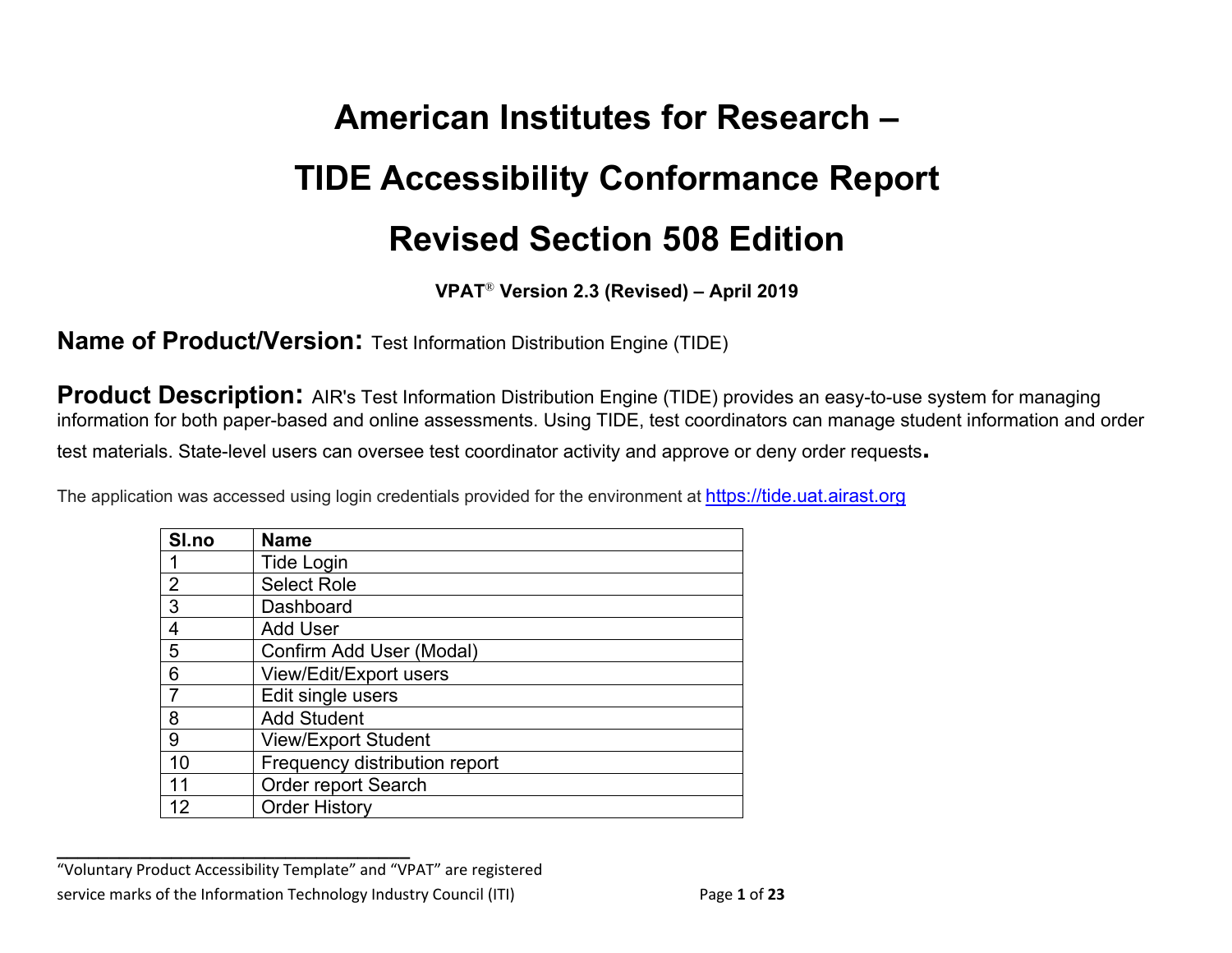# American Institutes for Research –

# TIDE Accessibility Conformance Report

# Revised Section 508 Edition

**VPAT® Version 2.3 (Revised) – April 2019**

**Name of Product/Version:** Test Information Distribution Engine (TIDE)

**Product Description:** AIR's Test Information Distribution Engine (TIDE) provides an easy-to-use system for managing information for both paper-based and online assessments. Using TIDE, test coordinators can manage student information and order test materials. State-level users can oversee test coordinator activity and approve or deny order requests.

The application was accessed using login credentials provided for the environment at https://tide.uat.airast.org

| Sl.no | Name |
|---|---|
| 1 | Tide Login |
| 2 | Select Role |
| 3 | Dashboard |
| 4 | Add User |
| 5 | Confirm Add User (Modal) |
| 6 | View/Edit/Export users |
| 7 | Edit single users |
| 8 | Add Student |
| 9 | View/Export Student |
| 10 | Frequency distribution report |
| 11 | Order report Search |
| 12 | Order History |

---

"Voluntary Product Accessibility Template" and "VPAT" are registered service marks of the Information Technology Industry Council (ITI)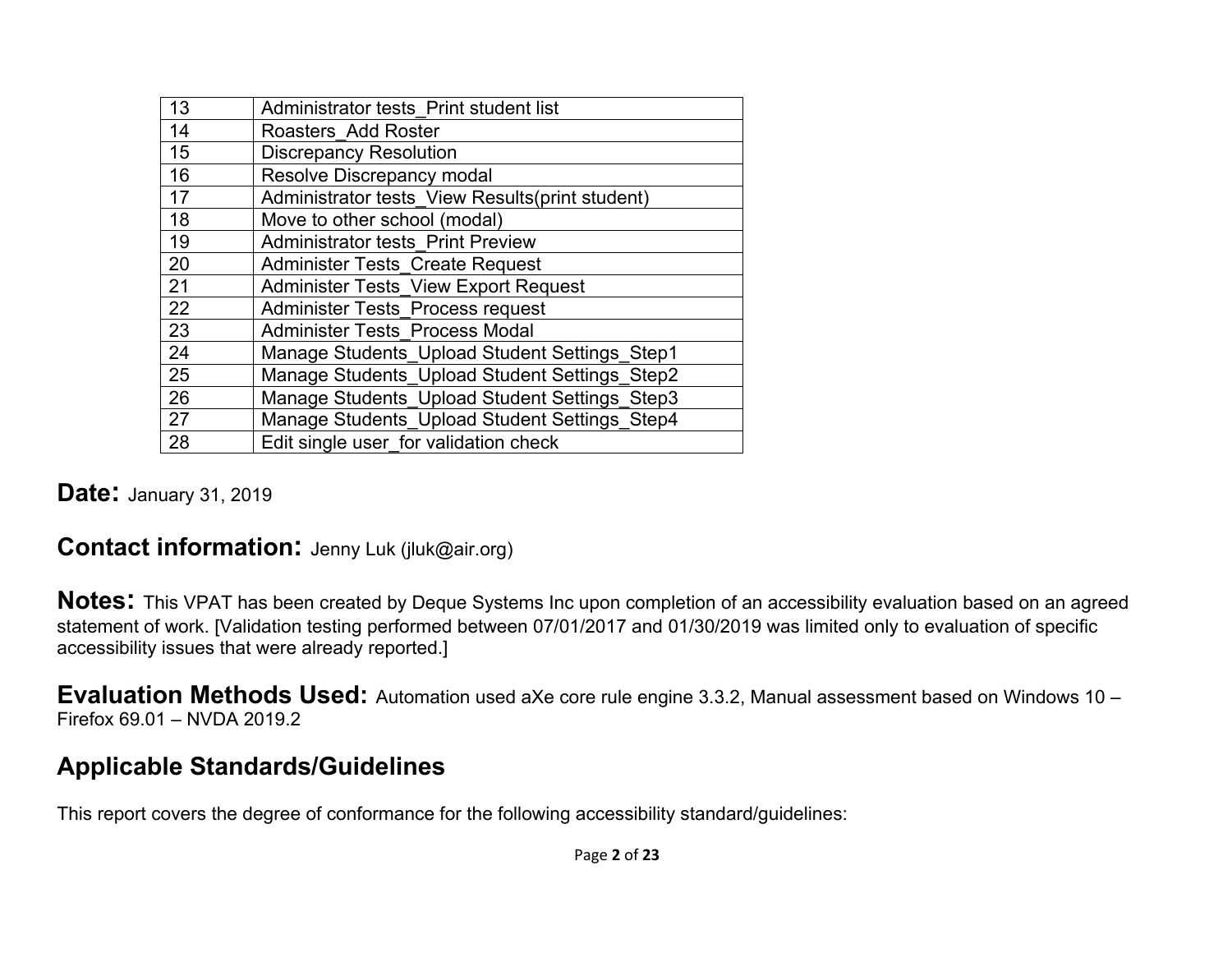| 13 | Administrator tests_Print student list |
|---|---|
| 14 | Roasters_Add Roster |
| 15 | Discrepancy Resolution |
| 16 | Resolve Discrepancy modal |
| 17 | Administrator tests_View Results(print student) |
| 18 | Move to other school (modal) |
| 19 | Administrator tests_Print Preview |
| 20 | Administer Tests_Create Request |
| 21 | Administer Tests_View Export Request |
| 22 | Administer Tests_Process request |
| 23 | Administer Tests_Process Modal |
| 24 | Manage Students_Upload Student Settings_Step1 |
| 25 | Manage Students_Upload Student Settings_Step2 |
| 26 | Manage Students_Upload Student Settings_Step3 |
| 27 | Manage Students_Upload Student Settings_Step4 |
| 28 | Edit single user_for validation check |

**Date:** January 31, 2019

**Contact information:** Jenny Luk (jluk@air.org)

**Notes:** This VPAT has been created by Deque Systems Inc upon completion of an accessibility evaluation based on an agreed statement of work. [Validation testing performed between 07/01/2017 and 01/30/2019 was limited only to evaluation of specific accessibility issues that were already reported.]

**Evaluation Methods Used:** Automation used aXe core rule engine 3.3.2, Manual assessment based on Windows 10 – Firefox 69.01 – NVDA 2019.2

## Applicable Standards/Guidelines

This report covers the degree of conformance for the following accessibility standard/guidelines: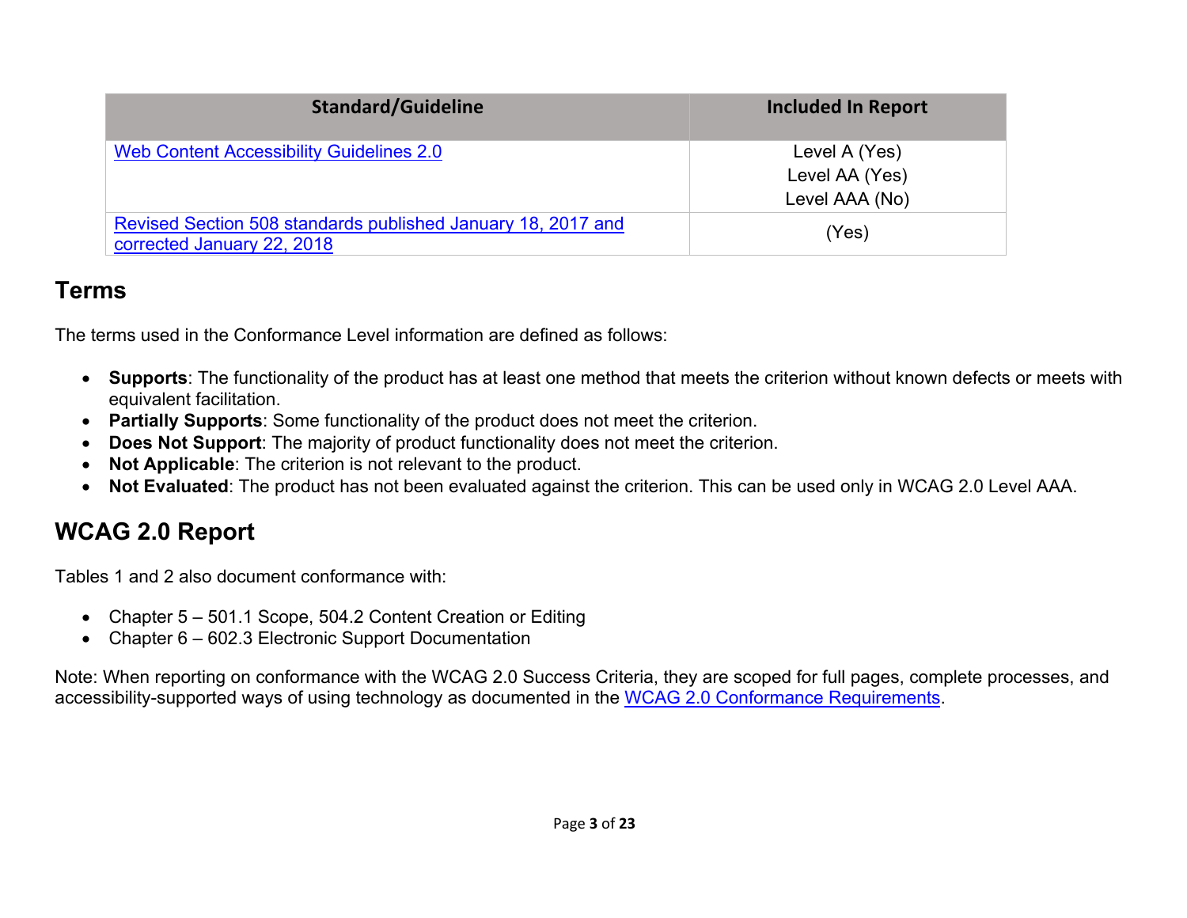| Standard/Guideline | Included In Report |
| --- | --- |
| [Web Content Accessibility Guidelines 2.0](#) | Level A (Yes)<br>Level AA (Yes)<br>Level AAA (No) |
| [Revised Section 508 standards published January 18, 2017 and corrected January 22, 2018](#) | (Yes) |

## Terms

The terms used in the Conformance Level information are defined as follows:

- **Supports**: The functionality of the product has at least one method that meets the criterion without known defects or meets with equivalent facilitation.
- **Partially Supports**: Some functionality of the product does not meet the criterion.
- **Does Not Support**: The majority of product functionality does not meet the criterion.
- **Not Applicable**: The criterion is not relevant to the product.
- **Not Evaluated**: The product has not been evaluated against the criterion. This can be used only in WCAG 2.0 Level AAA.

## WCAG 2.0 Report

Tables 1 and 2 also document conformance with:

- Chapter 5 – 501.1 Scope, 504.2 Content Creation or Editing
- Chapter 6 – 602.3 Electronic Support Documentation

Note: When reporting on conformance with the WCAG 2.0 Success Criteria, they are scoped for full pages, complete processes, and accessibility-supported ways of using technology as documented in the [WCAG 2.0 Conformance Requirements](#).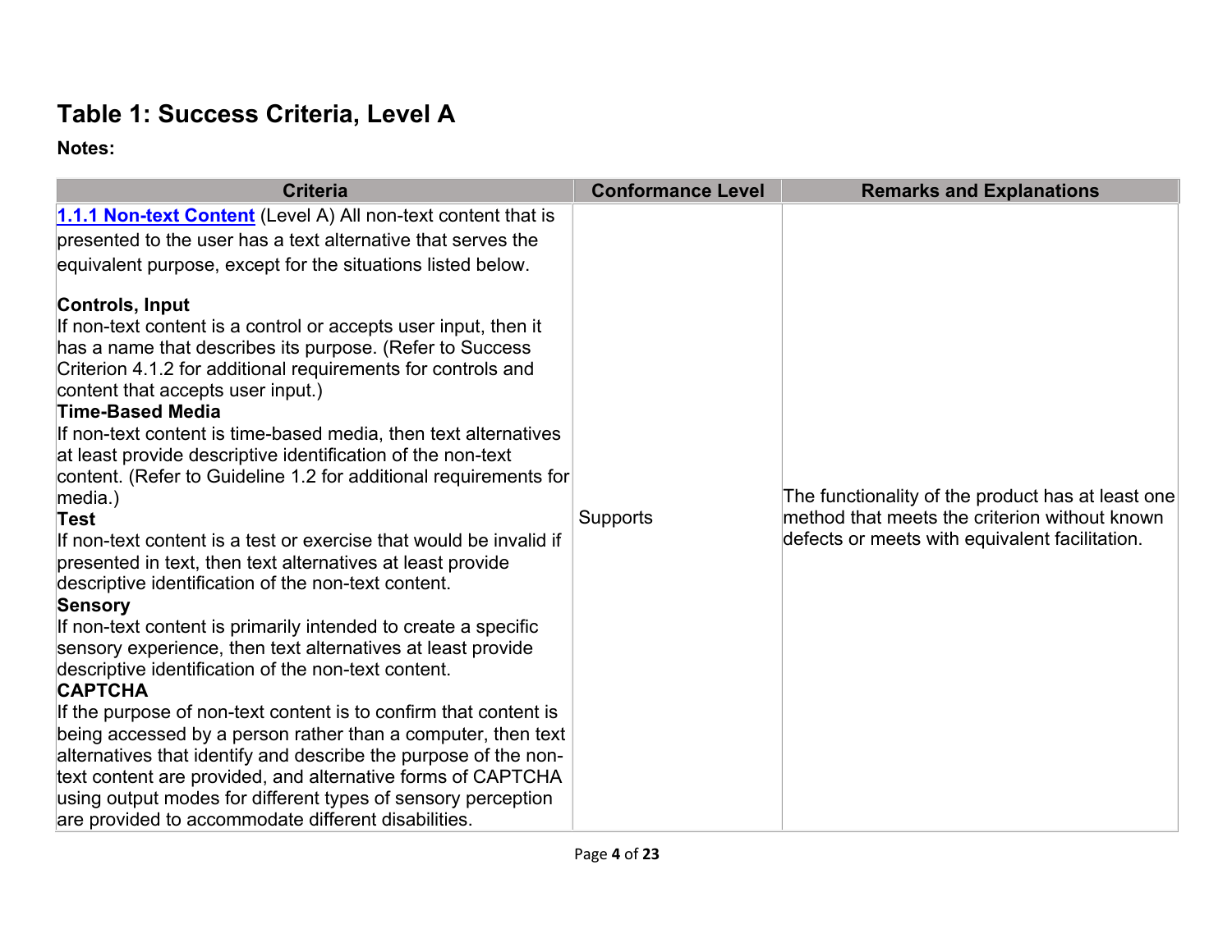## Table 1: Success Criteria, Level A

**Notes:**

| Criteria | Conformance Level | Remarks and Explanations |
|---|---|---|
| **[1.1.1 Non-text Content](#)** (Level A) All non-text content that is presented to the user has a text alternative that serves the equivalent purpose, except for the situations listed below.<br><br>**Controls, Input**<br>If non-text content is a control or accepts user input, then it has a name that describes its purpose. (Refer to Success Criterion 4.1.2 for additional requirements for controls and content that accepts user input.)<br>**Time-Based Media**<br>If non-text content is time-based media, then text alternatives at least provide descriptive identification of the non-text content. (Refer to Guideline 1.2 for additional requirements for media.)<br>**Test**<br>If non-text content is a test or exercise that would be invalid if presented in text, then text alternatives at least provide descriptive identification of the non-text content.<br>**Sensory**<br>If non-text content is primarily intended to create a specific sensory experience, then text alternatives at least provide descriptive identification of the non-text content.<br>**CAPTCHA**<br>If the purpose of non-text content is to confirm that content is being accessed by a person rather than a computer, then text alternatives that identify and describe the purpose of the non-text content are provided, and alternative forms of CAPTCHA using output modes for different types of sensory perception are provided to accommodate different disabilities. | Supports | The functionality of the product has at least one method that meets the criterion without known defects or meets with equivalent facilitation. |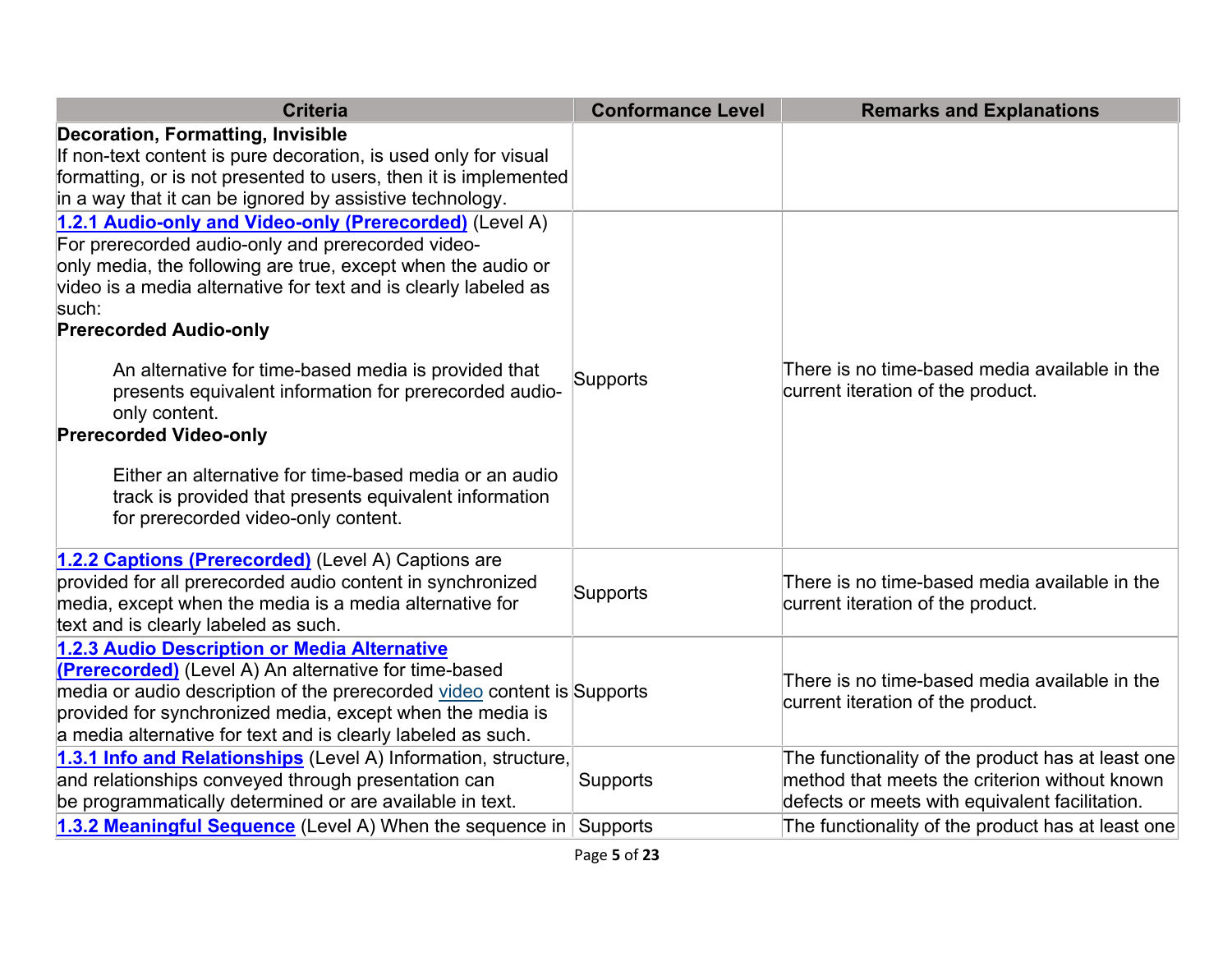| Criteria | Conformance Level | Remarks and Explanations |
|---|---|---|
| **Decoration, Formatting, Invisible** If non-text content is pure decoration, is used only for visual formatting, or is not presented to users, then it is implemented in a way that it can be ignored by assistive technology. | | |
| **1.2.1 Audio-only and Video-only (Prerecorded)** (Level A) For prerecorded audio-only and prerecorded video-only media, the following are true, except when the audio or video is a media alternative for text and is clearly labeled as such: **Prerecorded Audio-only** An alternative for time-based media is provided that presents equivalent information for prerecorded audio-only content. **Prerecorded Video-only** Either an alternative for time-based media or an audio track is provided that presents equivalent information for prerecorded video-only content. | Supports | There is no time-based media available in the current iteration of the product. |
| **1.2.2 Captions (Prerecorded)** (Level A) Captions are provided for all prerecorded audio content in synchronized media, except when the media is a media alternative for text and is clearly labeled as such. | Supports | There is no time-based media available in the current iteration of the product. |
| **1.2.3 Audio Description or Media Alternative (Prerecorded)** (Level A) An alternative for time-based media or audio description of the prerecorded video content is provided for synchronized media, except when the media is a media alternative for text and is clearly labeled as such. | Supports | There is no time-based media available in the current iteration of the product. |
| **1.3.1 Info and Relationships** (Level A) Information, structure, and relationships conveyed through presentation can be programmatically determined or are available in text. | Supports | The functionality of the product has at least one method that meets the criterion without known defects or meets with equivalent facilitation. |
| **1.3.2 Meaningful Sequence** (Level A) When the sequence in | Supports | The functionality of the product has at least one |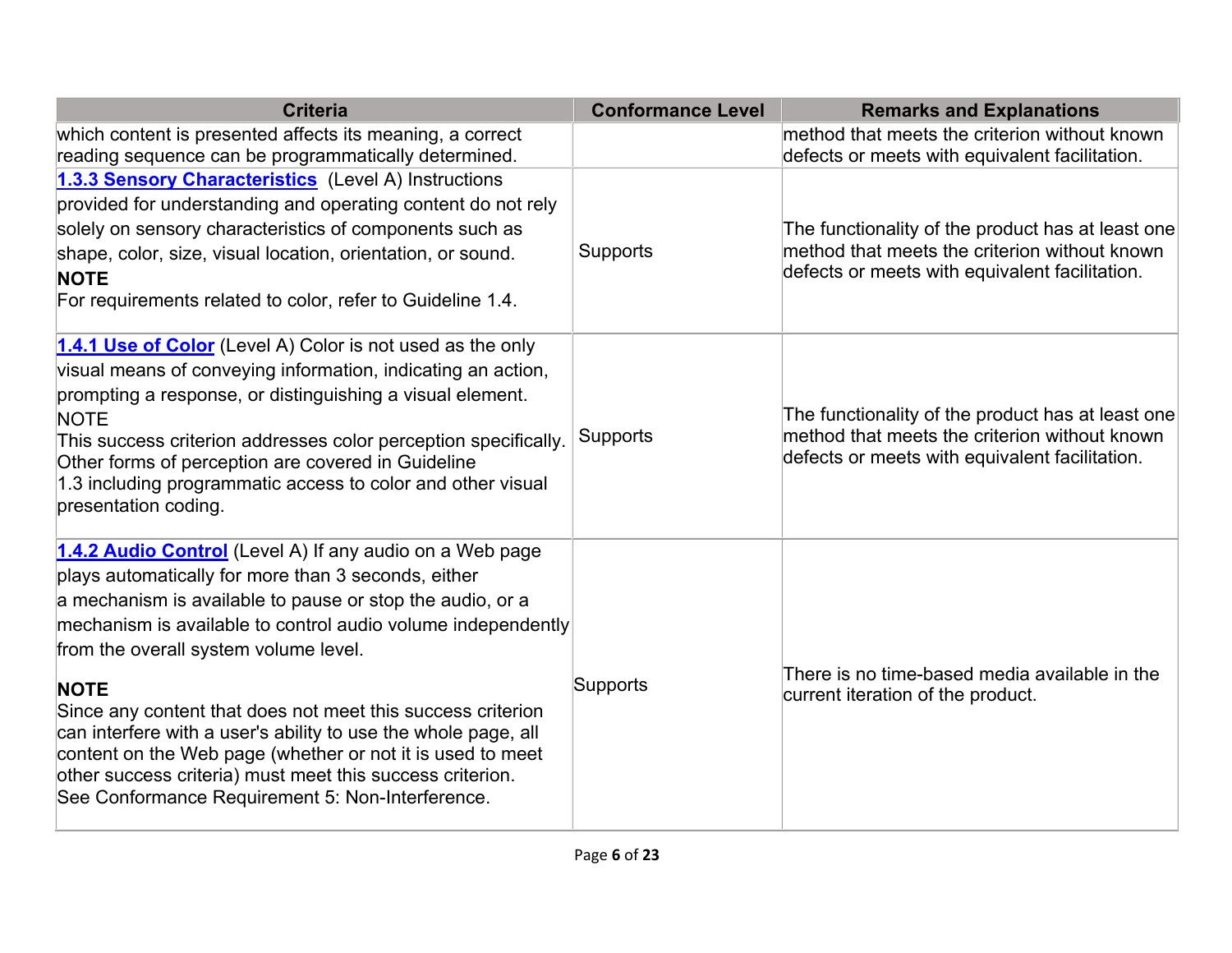| Criteria | Conformance Level | Remarks and Explanations |
| --- | --- | --- |
| which content is presented affects its meaning, a correct reading sequence can be programmatically determined. | | method that meets the criterion without known defects or meets with equivalent facilitation. |
| **1.3.3 Sensory Characteristics** (Level A) Instructions provided for understanding and operating content do not rely solely on sensory characteristics of components such as shape, color, size, visual location, orientation, or sound. **NOTE** For requirements related to color, refer to Guideline 1.4. | Supports | The functionality of the product has at least one method that meets the criterion without known defects or meets with equivalent facilitation. |
| **1.4.1 Use of Color** (Level A) Color is not used as the only visual means of conveying information, indicating an action, prompting a response, or distinguishing a visual element. NOTE This success criterion addresses color perception specifically. Other forms of perception are covered in Guideline 1.3 including programmatic access to color and other visual presentation coding. | Supports | The functionality of the product has at least one method that meets the criterion without known defects or meets with equivalent facilitation. |
| **1.4.2 Audio Control** (Level A) If any audio on a Web page plays automatically for more than 3 seconds, either a mechanism is available to pause or stop the audio, or a mechanism is available to control audio volume independently from the overall system volume level. **NOTE** Since any content that does not meet this success criterion can interfere with a user's ability to use the whole page, all content on the Web page (whether or not it is used to meet other success criteria) must meet this success criterion. See Conformance Requirement 5: Non-Interference. | Supports | There is no time-based media available in the current iteration of the product. |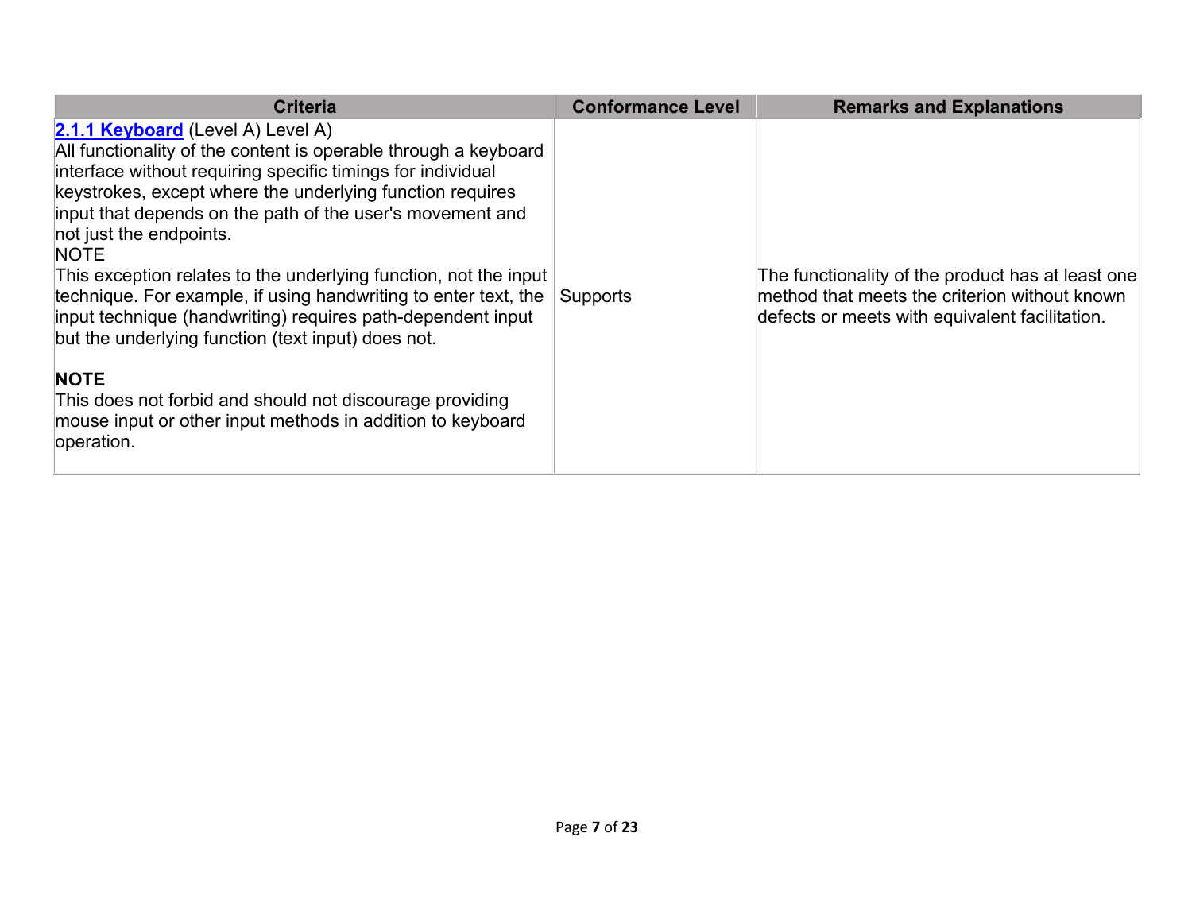| Criteria | Conformance Level | Remarks and Explanations |
| --- | --- | --- |
| **[2.1.1 Keyboard]** (Level A) Level A)<br>All functionality of the content is operable through a keyboard interface without requiring specific timings for individual keystrokes, except where the underlying function requires input that depends on the path of the user's movement and not just the endpoints.<br>NOTE<br>This exception relates to the underlying function, not the input technique. For example, if using handwriting to enter text, the input technique (handwriting) requires path-dependent input but the underlying function (text input) does not.<br><br>**NOTE**<br>This does not forbid and should not discourage providing mouse input or other input methods in addition to keyboard operation. | Supports | The functionality of the product has at least one method that meets the criterion without known defects or meets with equivalent facilitation. |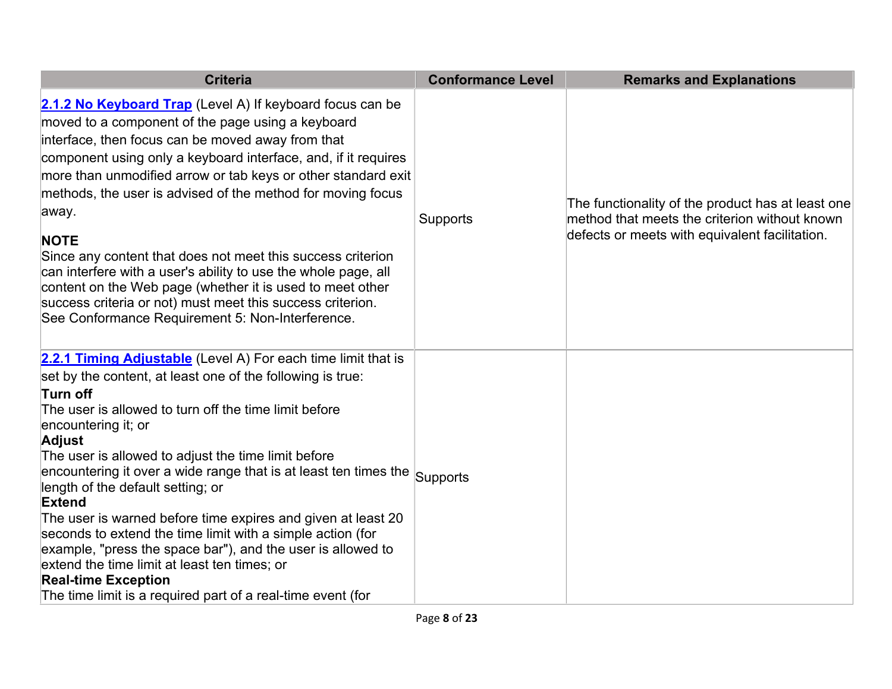| Criteria | Conformance Level | Remarks and Explanations |
| --- | --- | --- |
| **2.1.2 No Keyboard Trap** (Level A) If keyboard focus can be moved to a component of the page using a keyboard interface, then focus can be moved away from that component using only a keyboard interface, and, if it requires more than unmodified arrow or tab keys or other standard exit methods, the user is advised of the method for moving focus away.<br><br>**NOTE**<br>Since any content that does not meet this success criterion can interfere with a user's ability to use the whole page, all content on the Web page (whether it is used to meet other success criteria or not) must meet this success criterion. See Conformance Requirement 5: Non-Interference. | Supports | The functionality of the product has at least one method that meets the criterion without known defects or meets with equivalent facilitation. |
| **2.2.1 Timing Adjustable** (Level A) For each time limit that is set by the content, at least one of the following is true:<br>**Turn off**<br>The user is allowed to turn off the time limit before encountering it; or<br>**Adjust**<br>The user is allowed to adjust the time limit before encountering it over a wide range that is at least ten times the length of the default setting; or<br>**Extend**<br>The user is warned before time expires and given at least 20 seconds to extend the time limit with a simple action (for example, "press the space bar"), and the user is allowed to extend the time limit at least ten times; or<br>**Real-time Exception**<br>The time limit is a required part of a real-time event (for | Supports | |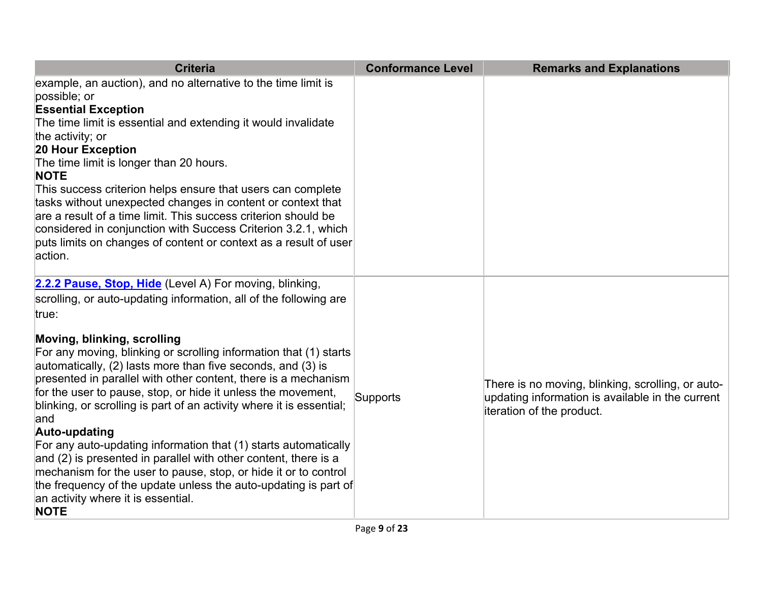| Criteria | Conformance Level | Remarks and Explanations |
| --- | --- | --- |
| example, an auction), and no alternative to the time limit is possible; or<br>**Essential Exception**<br>The time limit is essential and extending it would invalidate the activity; or<br>**20 Hour Exception**<br>The time limit is longer than 20 hours.<br>**NOTE**<br>This success criterion helps ensure that users can complete tasks without unexpected changes in content or context that are a result of a time limit. This success criterion should be considered in conjunction with Success Criterion 3.2.1, which puts limits on changes of content or context as a result of user action. | | |
| **2.2.2 Pause, Stop, Hide** (Level A) For moving, blinking, scrolling, or auto-updating information, all of the following are true:<br><br>**Moving, blinking, scrolling**<br>For any moving, blinking or scrolling information that (1) starts automatically, (2) lasts more than five seconds, and (3) is presented in parallel with other content, there is a mechanism for the user to pause, stop, or hide it unless the movement, blinking, or scrolling is part of an activity where it is essential; and<br>**Auto-updating**<br>For any auto-updating information that (1) starts automatically and (2) is presented in parallel with other content, there is a mechanism for the user to pause, stop, or hide it or to control the frequency of the update unless the auto-updating is part of an activity where it is essential.<br>**NOTE** | Supports | There is no moving, blinking, scrolling, or auto-updating information is available in the current iteration of the product. |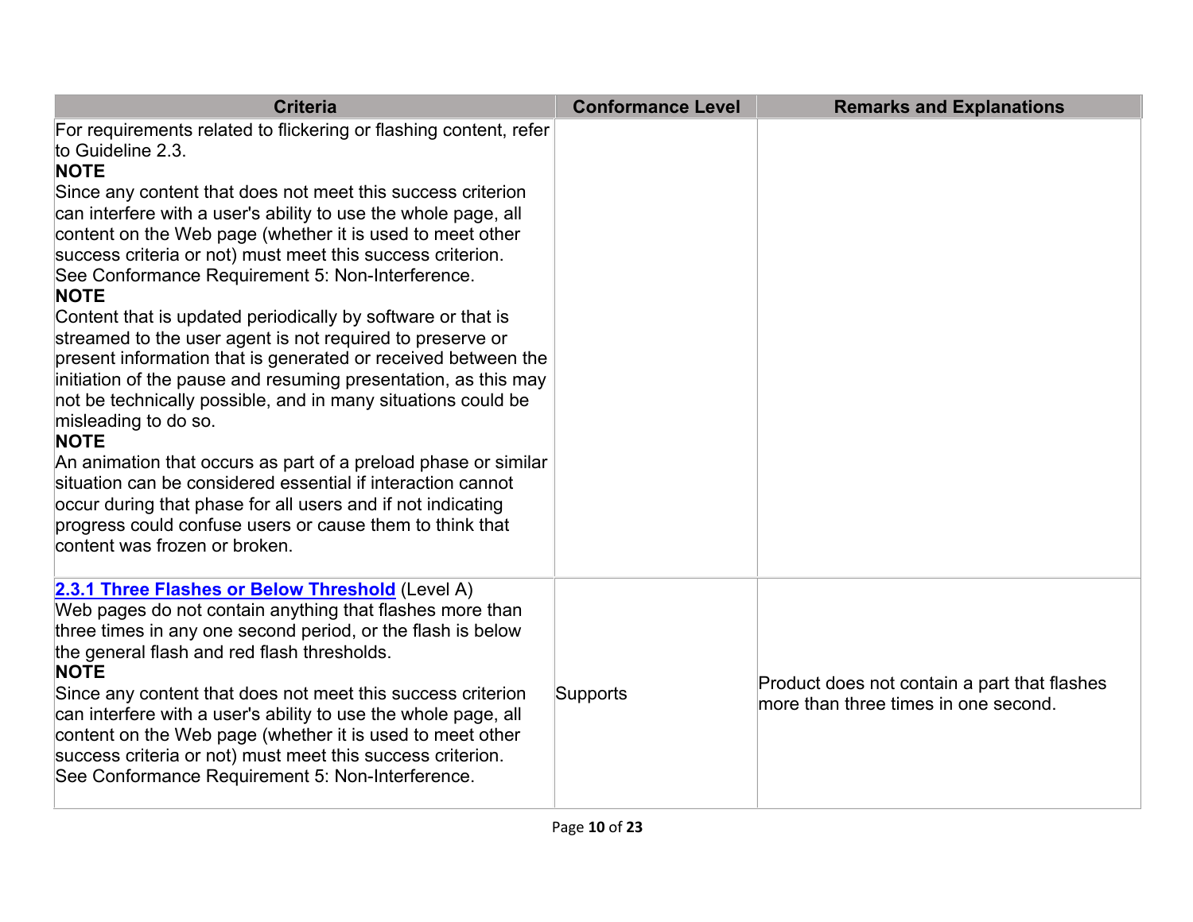| Criteria | Conformance Level | Remarks and Explanations |
| --- | --- | --- |
| For requirements related to flickering or flashing content, refer to Guideline 2.3.<br>**NOTE**<br>Since any content that does not meet this success criterion can interfere with a user's ability to use the whole page, all content on the Web page (whether it is used to meet other success criteria or not) must meet this success criterion. See Conformance Requirement 5: Non-Interference.<br>**NOTE**<br>Content that is updated periodically by software or that is streamed to the user agent is not required to preserve or present information that is generated or received between the initiation of the pause and resuming presentation, as this may not be technically possible, and in many situations could be misleading to do so.<br>**NOTE**<br>An animation that occurs as part of a preload phase or similar situation can be considered essential if interaction cannot occur during that phase for all users and if not indicating progress could confuse users or cause them to think that content was frozen or broken. | | |
| **2.3.1 Three Flashes or Below Threshold** (Level A)<br>Web pages do not contain anything that flashes more than three times in any one second period, or the flash is below the general flash and red flash thresholds.<br>**NOTE**<br>Since any content that does not meet this success criterion can interfere with a user's ability to use the whole page, all content on the Web page (whether it is used to meet other success criteria or not) must meet this success criterion. See Conformance Requirement 5: Non-Interference. | Supports | Product does not contain a part that flashes more than three times in one second. |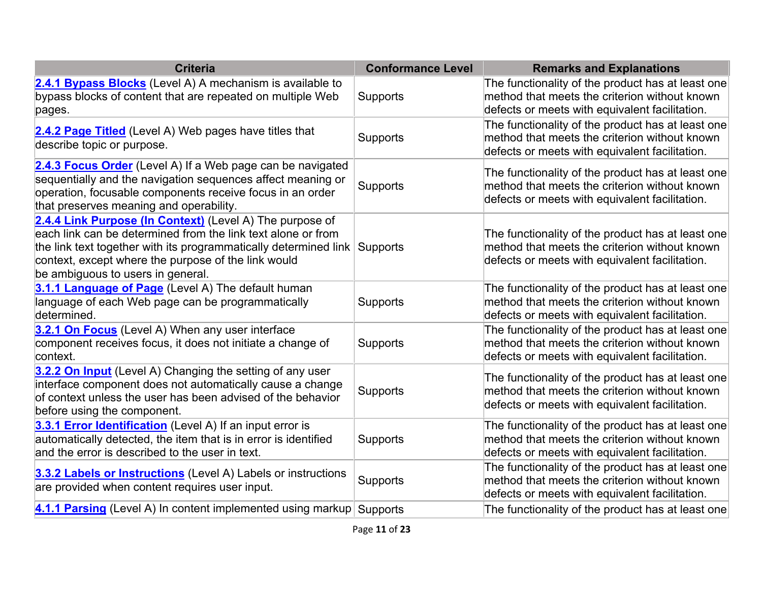| Criteria | Conformance Level | Remarks and Explanations |
|---|---|---|
| **2.4.1 Bypass Blocks** (Level A) A mechanism is available to bypass blocks of content that are repeated on multiple Web pages. | Supports | The functionality of the product has at least one method that meets the criterion without known defects or meets with equivalent facilitation. |
| **2.4.2 Page Titled** (Level A) Web pages have titles that describe topic or purpose. | Supports | The functionality of the product has at least one method that meets the criterion without known defects or meets with equivalent facilitation. |
| **2.4.3 Focus Order** (Level A) If a Web page can be navigated sequentially and the navigation sequences affect meaning or operation, focusable components receive focus in an order that preserves meaning and operability. | Supports | The functionality of the product has at least one method that meets the criterion without known defects or meets with equivalent facilitation. |
| **2.4.4 Link Purpose (In Context)** (Level A) The purpose of each link can be determined from the link text alone or from the link text together with its programmatically determined link context, except where the purpose of the link would be ambiguous to users in general. | Supports | The functionality of the product has at least one method that meets the criterion without known defects or meets with equivalent facilitation. |
| **3.1.1 Language of Page** (Level A) The default human language of each Web page can be programmatically determined. | Supports | The functionality of the product has at least one method that meets the criterion without known defects or meets with equivalent facilitation. |
| **3.2.1 On Focus** (Level A) When any user interface component receives focus, it does not initiate a change of context. | Supports | The functionality of the product has at least one method that meets the criterion without known defects or meets with equivalent facilitation. |
| **3.2.2 On Input** (Level A) Changing the setting of any user interface component does not automatically cause a change of context unless the user has been advised of the behavior before using the component. | Supports | The functionality of the product has at least one method that meets the criterion without known defects or meets with equivalent facilitation. |
| **3.3.1 Error Identification** (Level A) If an input error is automatically detected, the item that is in error is identified and the error is described to the user in text. | Supports | The functionality of the product has at least one method that meets the criterion without known defects or meets with equivalent facilitation. |
| **3.3.2 Labels or Instructions** (Level A) Labels or instructions are provided when content requires user input. | Supports | The functionality of the product has at least one method that meets the criterion without known defects or meets with equivalent facilitation. |
| **4.1.1 Parsing** (Level A) In content implemented using markup | Supports | The functionality of the product has at least one |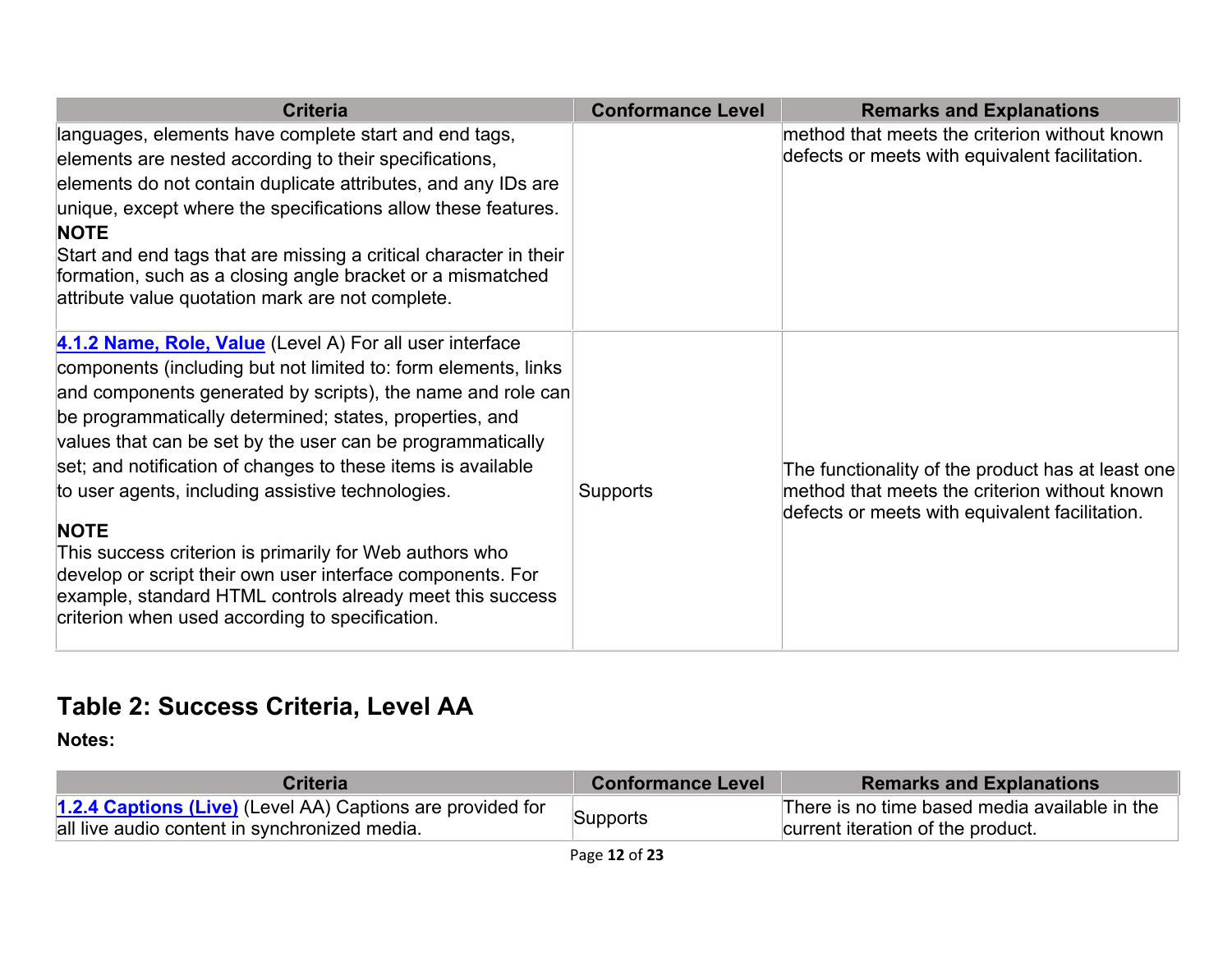| Criteria | Conformance Level | Remarks and Explanations |
|---|---|---|
| languages, elements have complete start and end tags, elements are nested according to their specifications, elements do not contain duplicate attributes, and any IDs are unique, except where the specifications allow these features. **NOTE** Start and end tags that are missing a critical character in their formation, such as a closing angle bracket or a mismatched attribute value quotation mark are not complete. | | method that meets the criterion without known defects or meets with equivalent facilitation. |
| **4.1.2 Name, Role, Value** (Level A) For all user interface components (including but not limited to: form elements, links and components generated by scripts), the name and role can be programmatically determined; states, properties, and values that can be set by the user can be programmatically set; and notification of changes to these items is available to user agents, including assistive technologies. **NOTE** This success criterion is primarily for Web authors who develop or script their own user interface components. For example, standard HTML controls already meet this success criterion when used according to specification. | Supports | The functionality of the product has at least one method that meets the criterion without known defects or meets with equivalent facilitation. |

## Table 2: Success Criteria, Level AA

**Notes:**

| Criteria | Conformance Level | Remarks and Explanations |
|---|---|---|
| **1.2.4 Captions (Live)** (Level AA) Captions are provided for all live audio content in synchronized media. | Supports | There is no time based media available in the current iteration of the product. |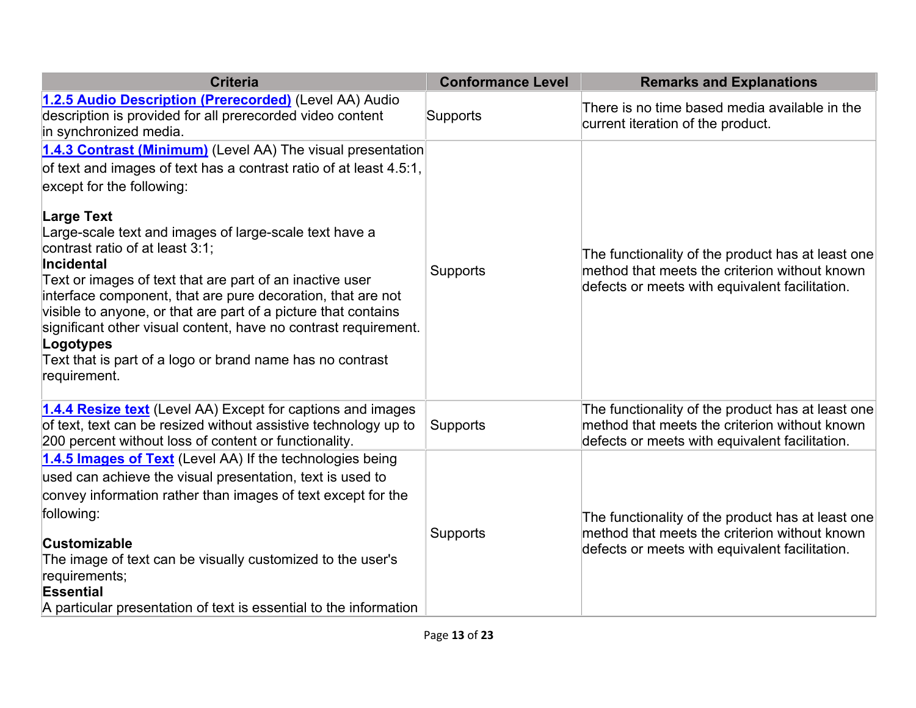| Criteria | Conformance Level | Remarks and Explanations |
| --- | --- | --- |
| **[1.2.5 Audio Description (Prerecorded)]()** (Level AA) Audio description is provided for all prerecorded video content in synchronized media. | Supports | There is no time based media available in the current iteration of the product. |
| **[1.4.3 Contrast (Minimum)]()** (Level AA) The visual presentation of text and images of text has a contrast ratio of at least 4.5:1, except for the following: <br><br> **Large Text** <br> Large-scale text and images of large-scale text have a contrast ratio of at least 3:1; <br> **Incidental** <br> Text or images of text that are part of an inactive user interface component, that are pure decoration, that are not visible to anyone, or that are part of a picture that contains significant other visual content, have no contrast requirement. <br> **Logotypes** <br> Text that is part of a logo or brand name has no contrast requirement. | Supports | The functionality of the product has at least one method that meets the criterion without known defects or meets with equivalent facilitation. |
| **[1.4.4 Resize text]()** (Level AA) Except for captions and images of text, text can be resized without assistive technology up to 200 percent without loss of content or functionality. | Supports | The functionality of the product has at least one method that meets the criterion without known defects or meets with equivalent facilitation. |
| **[1.4.5 Images of Text]()** (Level AA) If the technologies being used can achieve the visual presentation, text is used to convey information rather than images of text except for the following: <br><br> **Customizable** <br> The image of text can be visually customized to the user's requirements; <br> **Essential** <br> A particular presentation of text is essential to the information | Supports | The functionality of the product has at least one method that meets the criterion without known defects or meets with equivalent facilitation. |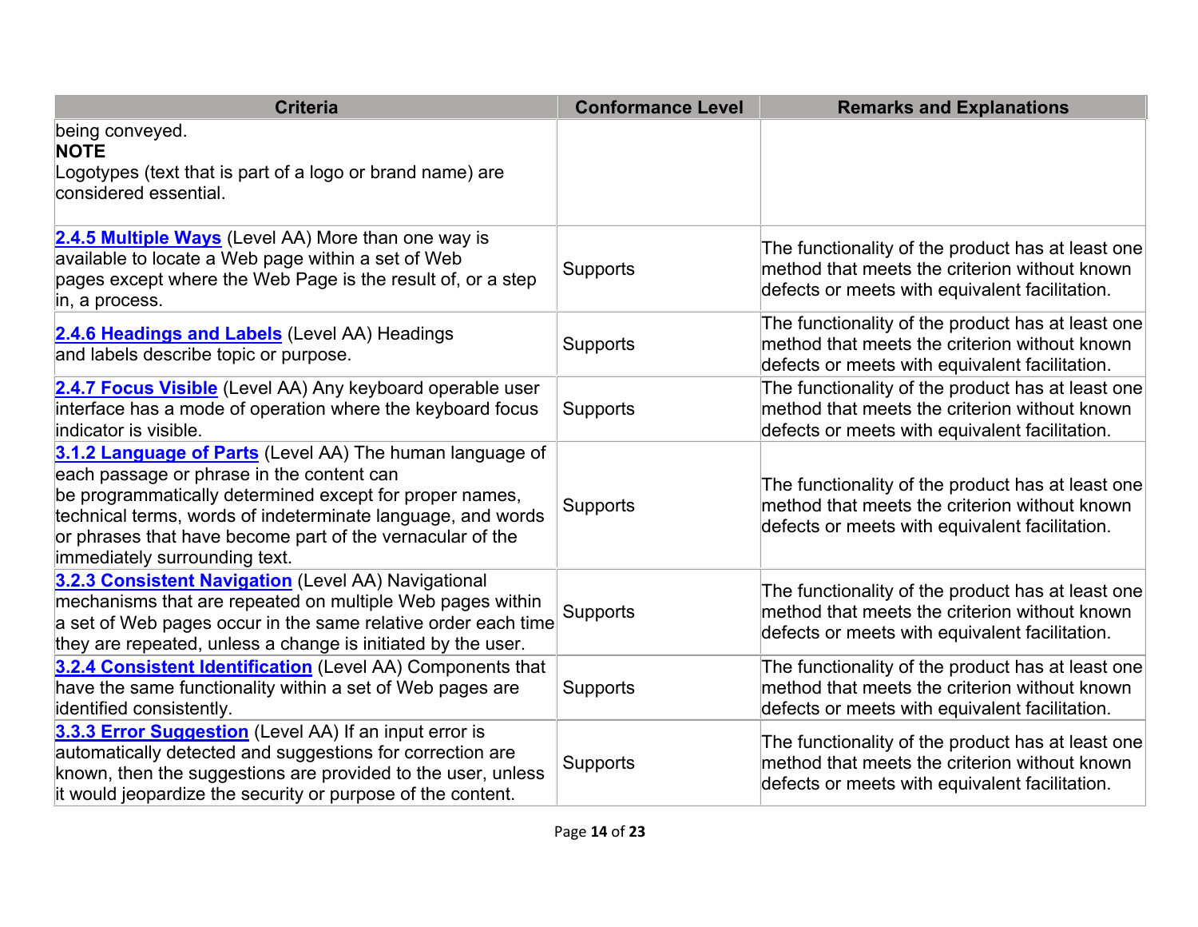| Criteria | Conformance Level | Remarks and Explanations |
|---|---|---|
| being conveyed.<br>**NOTE**<br>Logotypes (text that is part of a logo or brand name) are considered essential. | | |
| **2.4.5 Multiple Ways** (Level AA) More than one way is available to locate a Web page within a set of Web pages except where the Web Page is the result of, or a step in, a process. | Supports | The functionality of the product has at least one method that meets the criterion without known defects or meets with equivalent facilitation. |
| **2.4.6 Headings and Labels** (Level AA) Headings and labels describe topic or purpose. | Supports | The functionality of the product has at least one method that meets the criterion without known defects or meets with equivalent facilitation. |
| **2.4.7 Focus Visible** (Level AA) Any keyboard operable user interface has a mode of operation where the keyboard focus indicator is visible. | Supports | The functionality of the product has at least one method that meets the criterion without known defects or meets with equivalent facilitation. |
| **3.1.2 Language of Parts** (Level AA) The human language of each passage or phrase in the content can be programmatically determined except for proper names, technical terms, words of indeterminate language, and words or phrases that have become part of the vernacular of the immediately surrounding text. | Supports | The functionality of the product has at least one method that meets the criterion without known defects or meets with equivalent facilitation. |
| **3.2.3 Consistent Navigation** (Level AA) Navigational mechanisms that are repeated on multiple Web pages within a set of Web pages occur in the same relative order each time they are repeated, unless a change is initiated by the user. | Supports | The functionality of the product has at least one method that meets the criterion without known defects or meets with equivalent facilitation. |
| **3.2.4 Consistent Identification** (Level AA) Components that have the same functionality within a set of Web pages are identified consistently. | Supports | The functionality of the product has at least one method that meets the criterion without known defects or meets with equivalent facilitation. |
| **3.3.3 Error Suggestion** (Level AA) If an input error is automatically detected and suggestions for correction are known, then the suggestions are provided to the user, unless it would jeopardize the security or purpose of the content. | Supports | The functionality of the product has at least one method that meets the criterion without known defects or meets with equivalent facilitation. |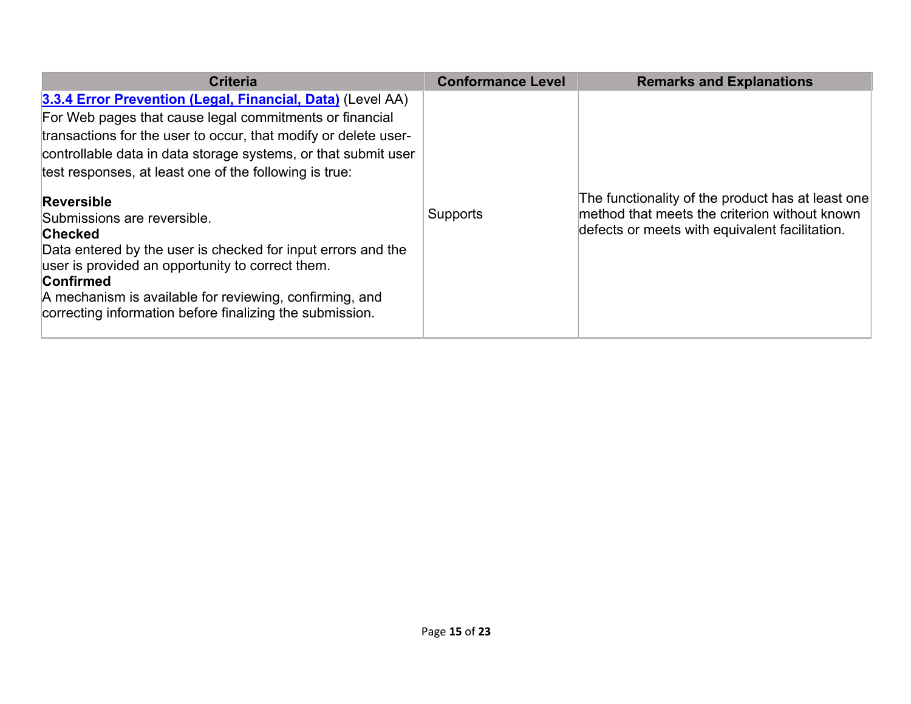| Criteria | Conformance Level | Remarks and Explanations |
|---|---|---|
| **3.3.4 Error Prevention (Legal, Financial, Data)** (Level AA) For Web pages that cause legal commitments or financial transactions for the user to occur, that modify or delete user-controllable data in data storage systems, or that submit user test responses, at least one of the following is true: **Reversible** Submissions are reversible. **Checked** Data entered by the user is checked for input errors and the user is provided an opportunity to correct them. **Confirmed** A mechanism is available for reviewing, confirming, and correcting information before finalizing the submission. | Supports | The functionality of the product has at least one method that meets the criterion without known defects or meets with equivalent facilitation. |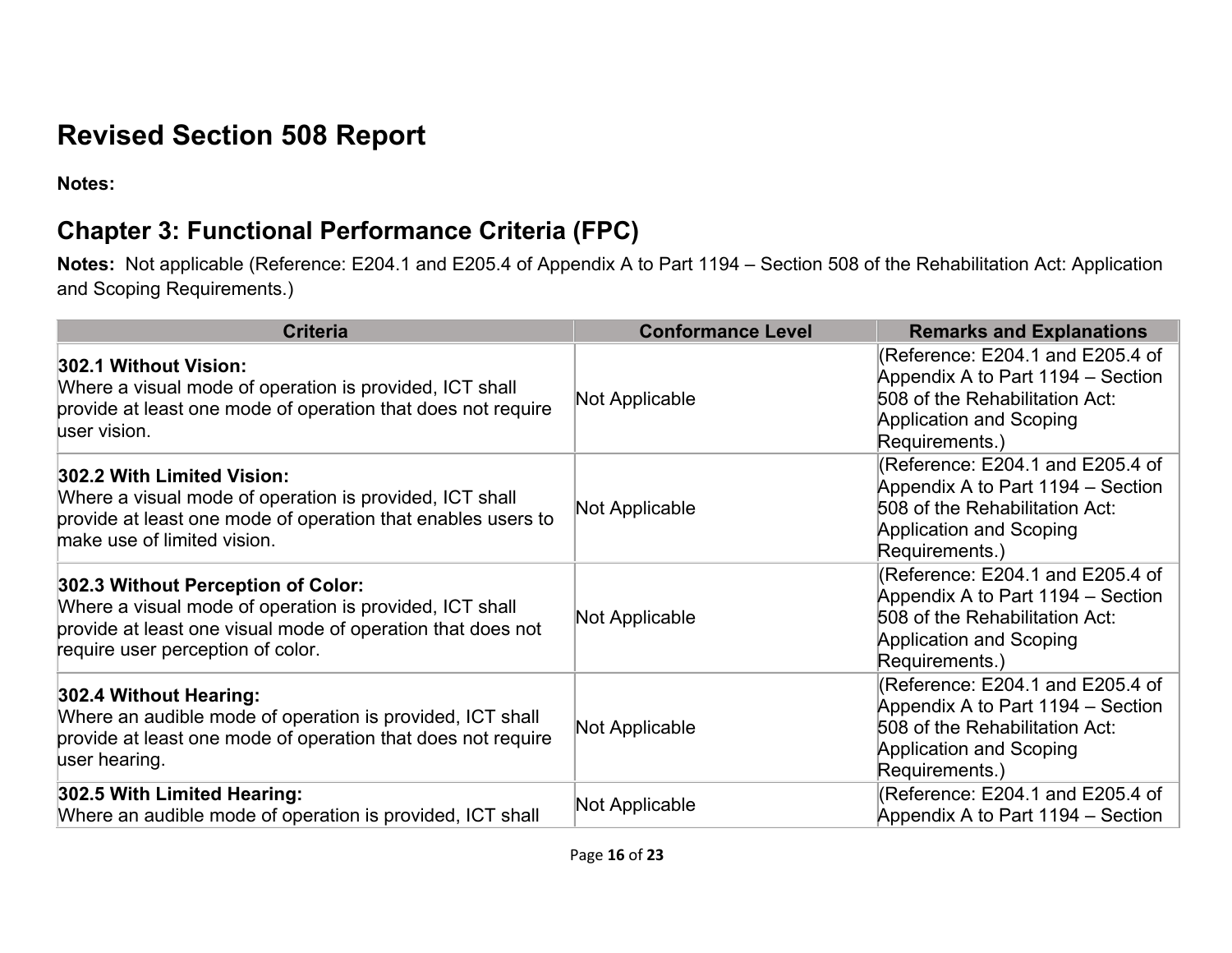# Revised Section 508 Report

**Notes:**

## Chapter 3: Functional Performance Criteria (FPC)

**Notes:** Not applicable (Reference: E204.1 and E205.4 of Appendix A to Part 1194 – Section 508 of the Rehabilitation Act: Application and Scoping Requirements.)

| Criteria | Conformance Level | Remarks and Explanations |
|---|---|---|
| **302.1 Without Vision:** Where a visual mode of operation is provided, ICT shall provide at least one mode of operation that does not require user vision. | Not Applicable | (Reference: E204.1 and E205.4 of Appendix A to Part 1194 – Section 508 of the Rehabilitation Act: Application and Scoping Requirements.) |
| **302.2 With Limited Vision:** Where a visual mode of operation is provided, ICT shall provide at least one mode of operation that enables users to make use of limited vision. | Not Applicable | (Reference: E204.1 and E205.4 of Appendix A to Part 1194 – Section 508 of the Rehabilitation Act: Application and Scoping Requirements.) |
| **302.3 Without Perception of Color:** Where a visual mode of operation is provided, ICT shall provide at least one visual mode of operation that does not require user perception of color. | Not Applicable | (Reference: E204.1 and E205.4 of Appendix A to Part 1194 – Section 508 of the Rehabilitation Act: Application and Scoping Requirements.) |
| **302.4 Without Hearing:** Where an audible mode of operation is provided, ICT shall provide at least one mode of operation that does not require user hearing. | Not Applicable | (Reference: E204.1 and E205.4 of Appendix A to Part 1194 – Section 508 of the Rehabilitation Act: Application and Scoping Requirements.) |
| **302.5 With Limited Hearing:** Where an audible mode of operation is provided, ICT shall | Not Applicable | (Reference: E204.1 and E205.4 of Appendix A to Part 1194 – Section |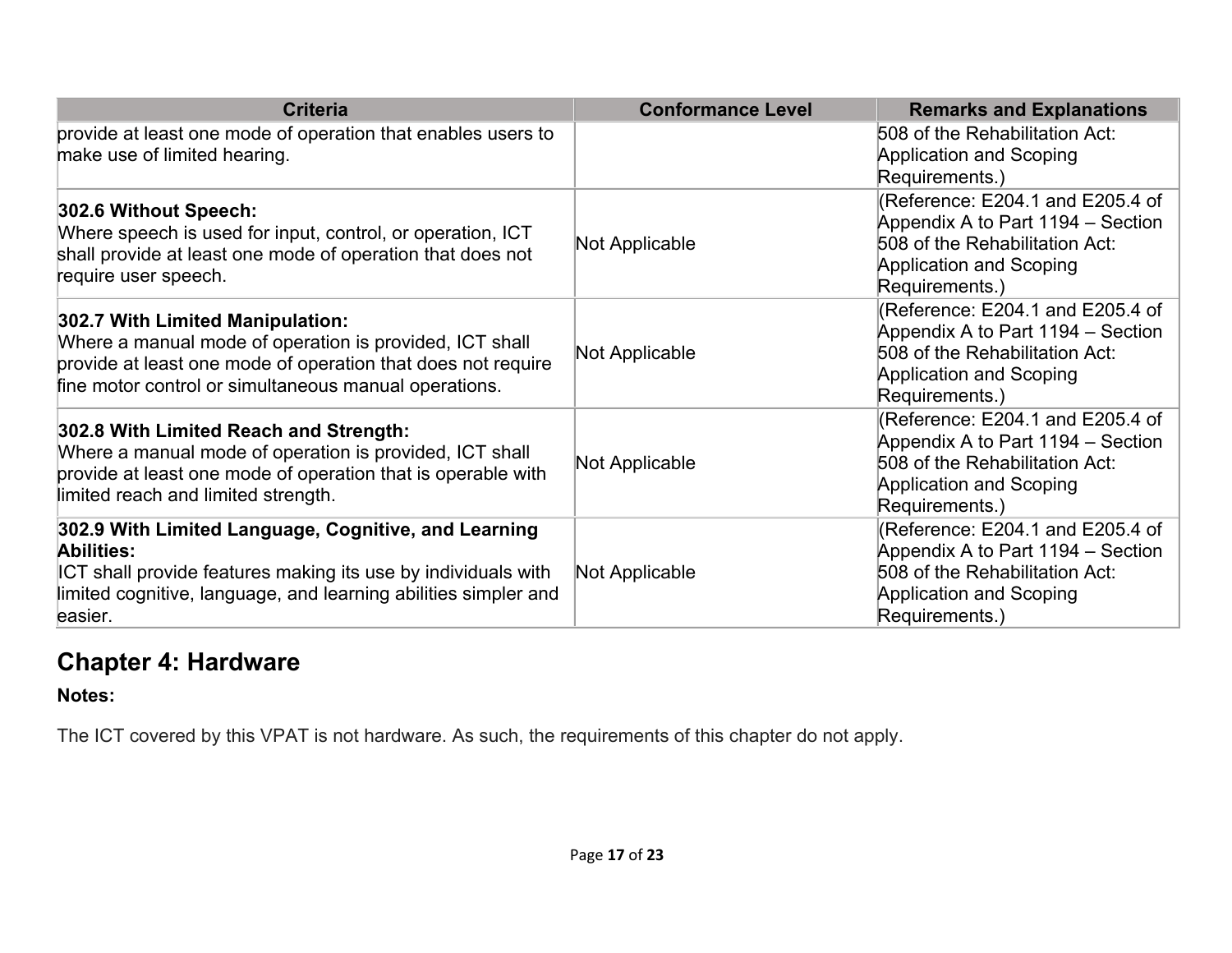| Criteria | Conformance Level | Remarks and Explanations |
| --- | --- | --- |
| provide at least one mode of operation that enables users to make use of limited hearing. | | 508 of the Rehabilitation Act: Application and Scoping Requirements.) |
| **302.6 Without Speech:** Where speech is used for input, control, or operation, ICT shall provide at least one mode of operation that does not require user speech. | Not Applicable | (Reference: E204.1 and E205.4 of Appendix A to Part 1194 – Section 508 of the Rehabilitation Act: Application and Scoping Requirements.) |
| **302.7 With Limited Manipulation:** Where a manual mode of operation is provided, ICT shall provide at least one mode of operation that does not require fine motor control or simultaneous manual operations. | Not Applicable | (Reference: E204.1 and E205.4 of Appendix A to Part 1194 – Section 508 of the Rehabilitation Act: Application and Scoping Requirements.) |
| **302.8 With Limited Reach and Strength:** Where a manual mode of operation is provided, ICT shall provide at least one mode of operation that is operable with limited reach and limited strength. | Not Applicable | (Reference: E204.1 and E205.4 of Appendix A to Part 1194 – Section 508 of the Rehabilitation Act: Application and Scoping Requirements.) |
| **302.9 With Limited Language, Cognitive, and Learning Abilities:** ICT shall provide features making its use by individuals with limited cognitive, language, and learning abilities simpler and easier. | Not Applicable | (Reference: E204.1 and E205.4 of Appendix A to Part 1194 – Section 508 of the Rehabilitation Act: Application and Scoping Requirements.) |

## Chapter 4: Hardware

**Notes:**

The ICT covered by this VPAT is not hardware. As such, the requirements of this chapter do not apply.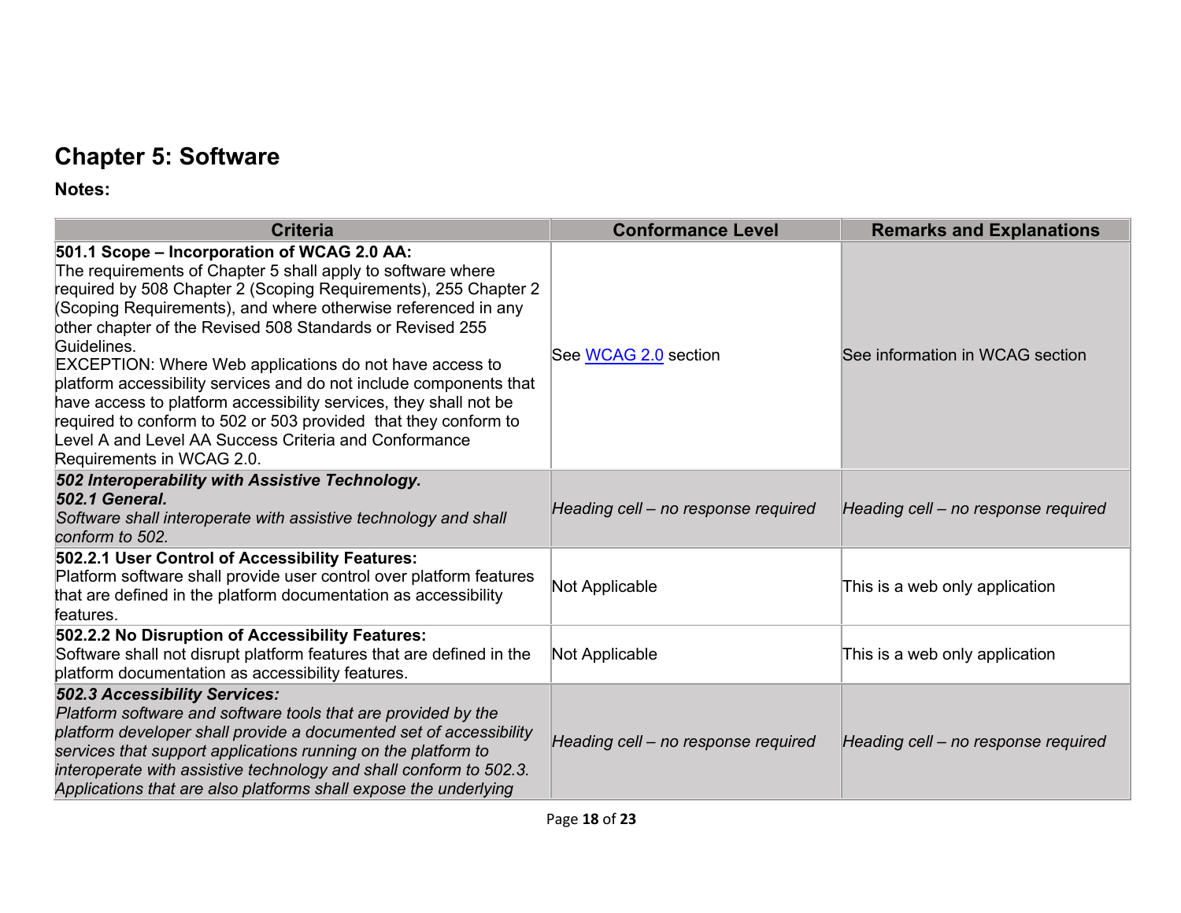## Chapter 5: Software

**Notes:**

| Criteria | Conformance Level | Remarks and Explanations |
| --- | --- | --- |
| **501.1 Scope – Incorporation of WCAG 2.0 AA:** The requirements of Chapter 5 shall apply to software where required by 508 Chapter 2 (Scoping Requirements), 255 Chapter 2 (Scoping Requirements), and where otherwise referenced in any other chapter of the Revised 508 Standards or Revised 255 Guidelines. EXCEPTION: Where Web applications do not have access to platform accessibility services and do not include components that have access to platform accessibility services, they shall not be required to conform to 502 or 503 provided that they conform to Level A and Level AA Success Criteria and Conformance Requirements in WCAG 2.0. | See WCAG 2.0 section | See information in WCAG section |
| ***502 Interoperability with Assistive Technology.*** ***502.1 General.*** *Software shall interoperate with assistive technology and shall conform to 502.* | *Heading cell – no response required* | *Heading cell – no response required* |
| **502.2.1 User Control of Accessibility Features:** Platform software shall provide user control over platform features that are defined in the platform documentation as accessibility features. | Not Applicable | This is a web only application |
| **502.2.2 No Disruption of Accessibility Features:** Software shall not disrupt platform features that are defined in the platform documentation as accessibility features. | Not Applicable | This is a web only application |
| ***502.3 Accessibility Services:*** *Platform software and software tools that are provided by the platform developer shall provide a documented set of accessibility services that support applications running on the platform to interoperate with assistive technology and shall conform to 502.3. Applications that are also platforms shall expose the underlying* | *Heading cell – no response required* | *Heading cell – no response required* |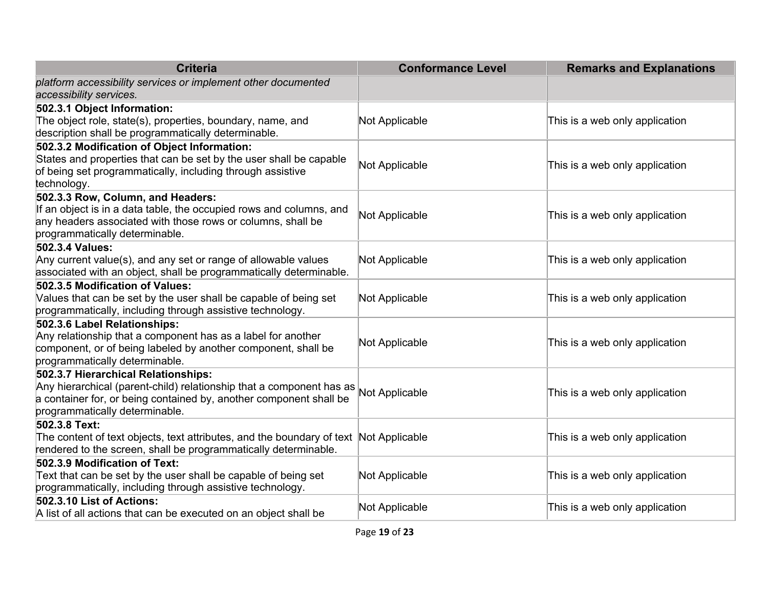| Criteria | Conformance Level | Remarks and Explanations |
|---|---|---|
| *platform accessibility services or implement other documented accessibility services.* | | |
| **502.3.1 Object Information:** The object role, state(s), properties, boundary, name, and description shall be programmatically determinable. | Not Applicable | This is a web only application |
| **502.3.2 Modification of Object Information:** States and properties that can be set by the user shall be capable of being set programmatically, including through assistive technology. | Not Applicable | This is a web only application |
| **502.3.3 Row, Column, and Headers:** If an object is in a data table, the occupied rows and columns, and any headers associated with those rows or columns, shall be programmatically determinable. | Not Applicable | This is a web only application |
| **502.3.4 Values:** Any current value(s), and any set or range of allowable values associated with an object, shall be programmatically determinable. | Not Applicable | This is a web only application |
| **502.3.5 Modification of Values:** Values that can be set by the user shall be capable of being set programmatically, including through assistive technology. | Not Applicable | This is a web only application |
| **502.3.6 Label Relationships:** Any relationship that a component has as a label for another component, or of being labeled by another component, shall be programmatically determinable. | Not Applicable | This is a web only application |
| **502.3.7 Hierarchical Relationships:** Any hierarchical (parent-child) relationship that a component has as a container for, or being contained by, another component shall be programmatically determinable. | Not Applicable | This is a web only application |
| **502.3.8 Text:** The content of text objects, text attributes, and the boundary of text rendered to the screen, shall be programmatically determinable. | Not Applicable | This is a web only application |
| **502.3.9 Modification of Text:** Text that can be set by the user shall be capable of being set programmatically, including through assistive technology. | Not Applicable | This is a web only application |
| **502.3.10 List of Actions:** A list of all actions that can be executed on an object shall be | Not Applicable | This is a web only application |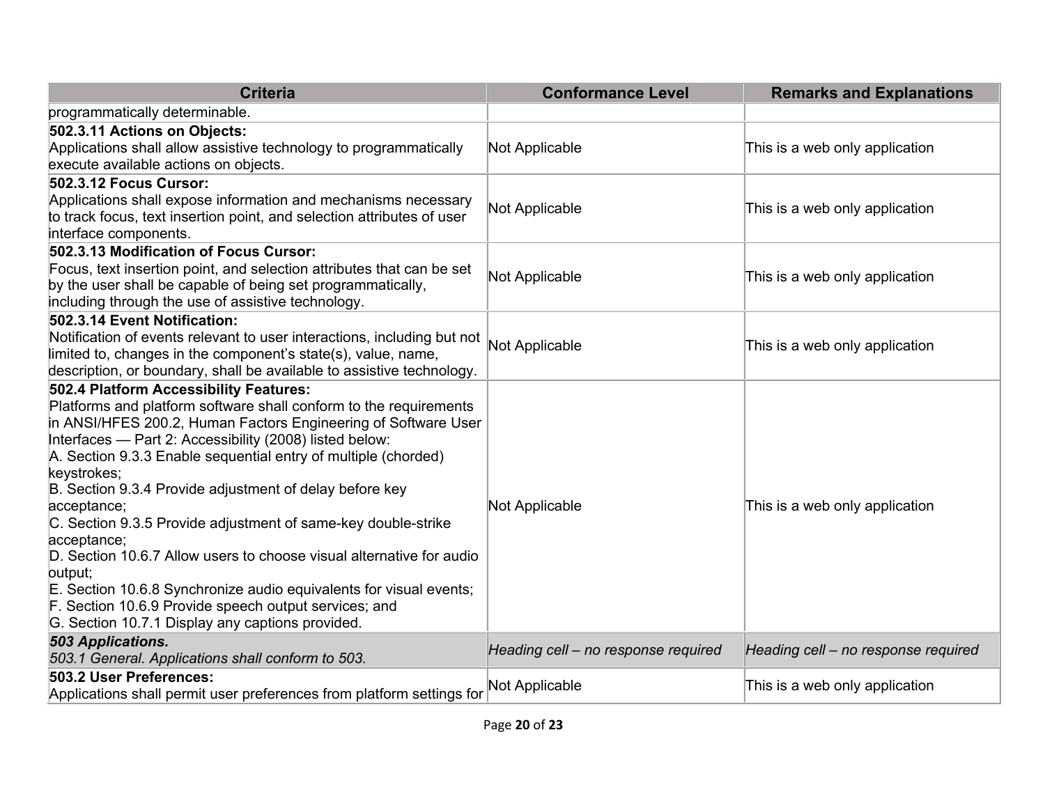| Criteria | Conformance Level | Remarks and Explanations |
|---|---|---|
| programmatically determinable. | | |
| **502.3.11 Actions on Objects:** Applications shall allow assistive technology to programmatically execute available actions on objects. | Not Applicable | This is a web only application |
| **502.3.12 Focus Cursor:** Applications shall expose information and mechanisms necessary to track focus, text insertion point, and selection attributes of user interface components. | Not Applicable | This is a web only application |
| **502.3.13 Modification of Focus Cursor:** Focus, text insertion point, and selection attributes that can be set by the user shall be capable of being set programmatically, including through the use of assistive technology. | Not Applicable | This is a web only application |
| **502.3.14 Event Notification:** Notification of events relevant to user interactions, including but not limited to, changes in the component's state(s), value, name, description, or boundary, shall be available to assistive technology. | Not Applicable | This is a web only application |
| **502.4 Platform Accessibility Features:** Platforms and platform software shall conform to the requirements in ANSI/HFES 200.2, Human Factors Engineering of Software User Interfaces — Part 2: Accessibility (2008) listed below:<br>A. Section 9.3.3 Enable sequential entry of multiple (chorded) keystrokes;<br>B. Section 9.3.4 Provide adjustment of delay before key acceptance;<br>C. Section 9.3.5 Provide adjustment of same-key double-strike acceptance;<br>D. Section 10.6.7 Allow users to choose visual alternative for audio output;<br>E. Section 10.6.8 Synchronize audio equivalents for visual events;<br>F. Section 10.6.9 Provide speech output services; and<br>G. Section 10.7.1 Display any captions provided. | Not Applicable | This is a web only application |
| ***503 Applications.*** *503.1 General. Applications shall conform to 503.* | *Heading cell – no response required* | *Heading cell – no response required* |
| **503.2 User Preferences:** Applications shall permit user preferences from platform settings for | Not Applicable | This is a web only application |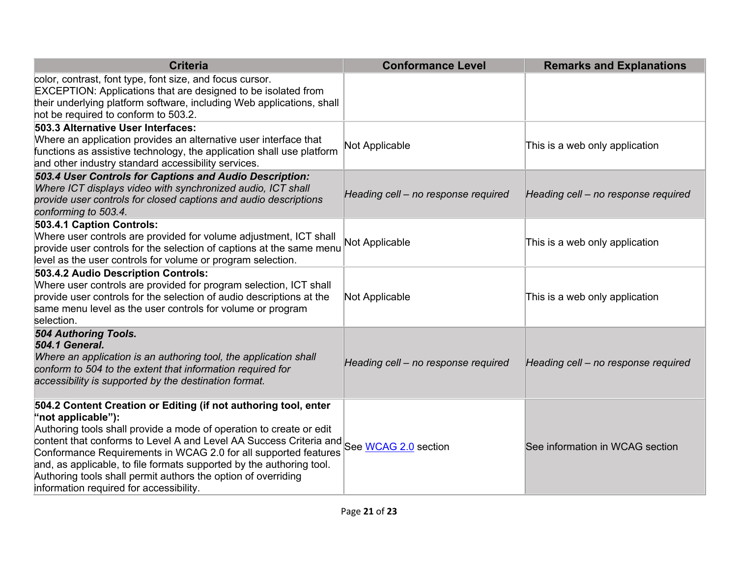| Criteria | Conformance Level | Remarks and Explanations |
|---|---|---|
| color, contrast, font type, font size, and focus cursor.<br>EXCEPTION: Applications that are designed to be isolated from their underlying platform software, including Web applications, shall not be required to conform to 503.2. | | |
| **503.3 Alternative User Interfaces:**<br>Where an application provides an alternative user interface that functions as assistive technology, the application shall use platform and other industry standard accessibility services. | Not Applicable | This is a web only application |
| ***503.4 User Controls for Captions and Audio Description:***<br>*Where ICT displays video with synchronized audio, ICT shall provide user controls for closed captions and audio descriptions conforming to 503.4.* | *Heading cell – no response required* | *Heading cell – no response required* |
| **503.4.1 Caption Controls:**<br>Where user controls are provided for volume adjustment, ICT shall provide user controls for the selection of captions at the same menu level as the user controls for volume or program selection. | Not Applicable | This is a web only application |
| **503.4.2 Audio Description Controls:**<br>Where user controls are provided for program selection, ICT shall provide user controls for the selection of audio descriptions at the same menu level as the user controls for volume or program selection. | Not Applicable | This is a web only application |
| ***504 Authoring Tools.***<br>***504.1 General.***<br>*Where an application is an authoring tool, the application shall conform to 504 to the extent that information required for accessibility is supported by the destination format.* | *Heading cell – no response required* | *Heading cell – no response required* |
| **504.2 Content Creation or Editing (if not authoring tool, enter "not applicable"):**<br>Authoring tools shall provide a mode of operation to create or edit content that conforms to Level A and Level AA Success Criteria and Conformance Requirements in WCAG 2.0 for all supported features and, as applicable, to file formats supported by the authoring tool. Authoring tools shall permit authors the option of overriding information required for accessibility. | See WCAG 2.0 section | See information in WCAG section |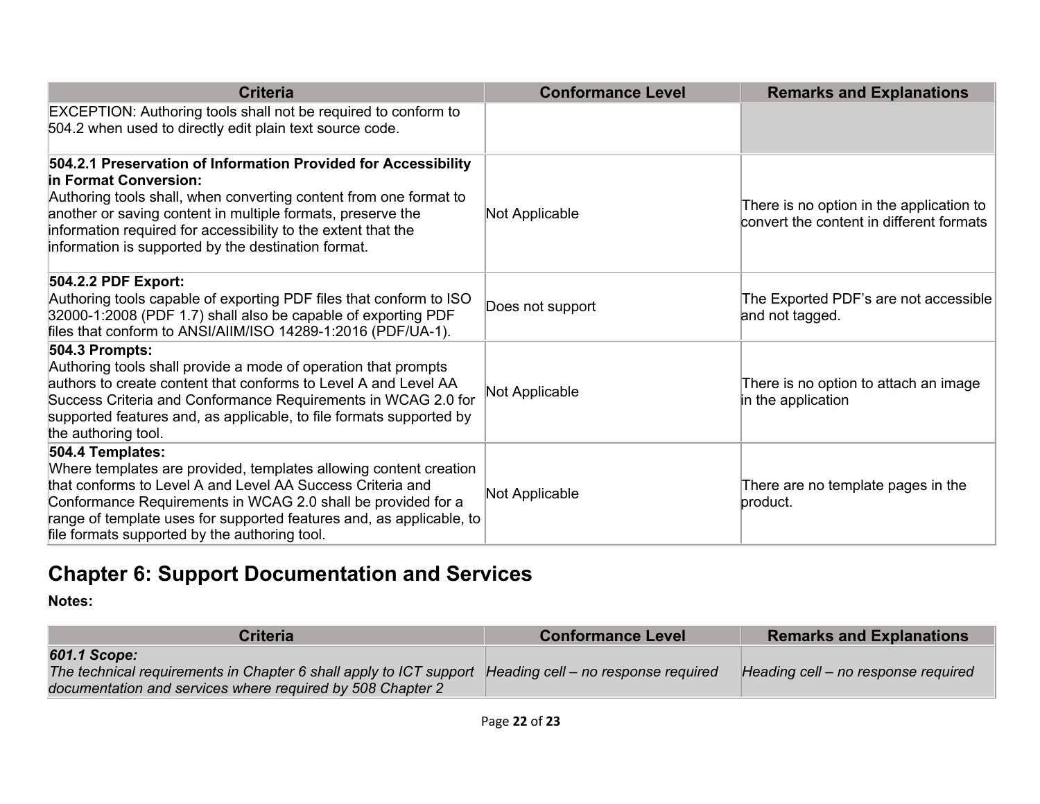| Criteria | Conformance Level | Remarks and Explanations |
| --- | --- | --- |
| EXCEPTION: Authoring tools shall not be required to conform to 504.2 when used to directly edit plain text source code. | | |
| **504.2.1 Preservation of Information Provided for Accessibility in Format Conversion:** Authoring tools shall, when converting content from one format to another or saving content in multiple formats, preserve the information required for accessibility to the extent that the information is supported by the destination format. | Not Applicable | There is no option in the application to convert the content in different formats |
| **504.2.2 PDF Export:** Authoring tools capable of exporting PDF files that conform to ISO 32000-1:2008 (PDF 1.7) shall also be capable of exporting PDF files that conform to ANSI/AIIM/ISO 14289-1:2016 (PDF/UA-1). | Does not support | The Exported PDF's are not accessible and not tagged. |
| **504.3 Prompts:** Authoring tools shall provide a mode of operation that prompts authors to create content that conforms to Level A and Level AA Success Criteria and Conformance Requirements in WCAG 2.0 for supported features and, as applicable, to file formats supported by the authoring tool. | Not Applicable | There is no option to attach an image in the application |
| **504.4 Templates:** Where templates are provided, templates allowing content creation that conforms to Level A and Level AA Success Criteria and Conformance Requirements in WCAG 2.0 shall be provided for a range of template uses for supported features and, as applicable, to file formats supported by the authoring tool. | Not Applicable | There are no template pages in the product. |

## Chapter 6: Support Documentation and Services

**Notes:**

| Criteria | Conformance Level | Remarks and Explanations |
| --- | --- | --- |
| ***601.1 Scope:*** *The technical requirements in Chapter 6 shall apply to ICT support documentation and services where required by 508 Chapter 2* | *Heading cell – no response required* | *Heading cell – no response required* |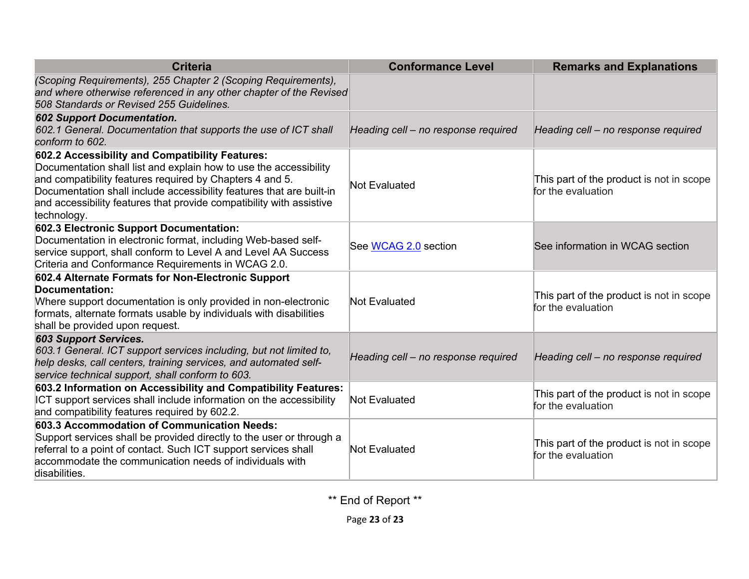| Criteria | Conformance Level | Remarks and Explanations |
|---|---|---|
| *(Scoping Requirements), 255 Chapter 2 (Scoping Requirements), and where otherwise referenced in any other chapter of the Revised 508 Standards or Revised 255 Guidelines.* | | |
| ***602 Support Documentation.*** *602.1 General. Documentation that supports the use of ICT shall conform to 602.* | *Heading cell – no response required* | *Heading cell – no response required* |
| **602.2 Accessibility and Compatibility Features:** Documentation shall list and explain how to use the accessibility and compatibility features required by Chapters 4 and 5. Documentation shall include accessibility features that are built-in and accessibility features that provide compatibility with assistive technology. | Not Evaluated | This part of the product is not in scope for the evaluation |
| **602.3 Electronic Support Documentation:** Documentation in electronic format, including Web-based self-service support, shall conform to Level A and Level AA Success Criteria and Conformance Requirements in WCAG 2.0. | See WCAG 2.0 section | See information in WCAG section |
| **602.4 Alternate Formats for Non-Electronic Support Documentation:** Where support documentation is only provided in non-electronic formats, alternate formats usable by individuals with disabilities shall be provided upon request. | Not Evaluated | This part of the product is not in scope for the evaluation |
| ***603 Support Services.*** *603.1 General. ICT support services including, but not limited to, help desks, call centers, training services, and automated self-service technical support, shall conform to 603.* | *Heading cell – no response required* | *Heading cell – no response required* |
| **603.2 Information on Accessibility and Compatibility Features:** ICT support services shall include information on the accessibility and compatibility features required by 602.2. | Not Evaluated | This part of the product is not in scope for the evaluation |
| **603.3 Accommodation of Communication Needs:** Support services shall be provided directly to the user or through a referral to a point of contact. Such ICT support services shall accommodate the communication needs of individuals with disabilities. | Not Evaluated | This part of the product is not in scope for the evaluation |

** End of Report **